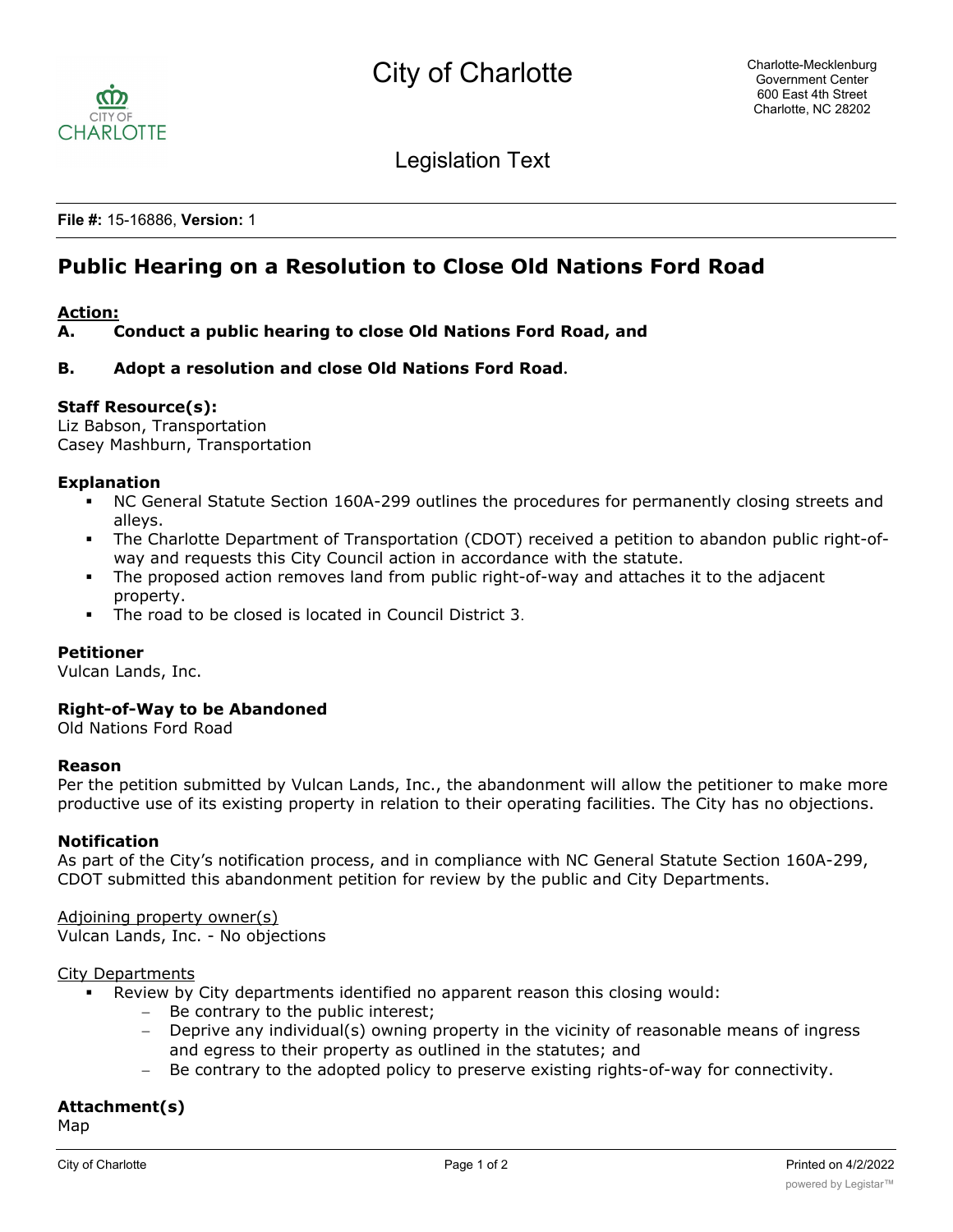# City of Charlotte

Charlotte-Mecklenburg Government Center
600 East 4th Street
Charlotte, NC 28202

## Legislation Text

**File #:** 15-16886, **Version:** 1

# Public Hearing on a Resolution to Close Old Nations Ford Road

**Action:**

**A. Conduct a public hearing to close Old Nations Ford Road, and**

**B. Adopt a resolution and close Old Nations Ford Road.**

**Staff Resource(s):**
Liz Babson, Transportation
Casey Mashburn, Transportation

**Explanation**

- NC General Statute Section 160A-299 outlines the procedures for permanently closing streets and alleys.
- The Charlotte Department of Transportation (CDOT) received a petition to abandon public right-of-way and requests this City Council action in accordance with the statute.
- The proposed action removes land from public right-of-way and attaches it to the adjacent property.
- The road to be closed is located in Council District 3.

**Petitioner**
Vulcan Lands, Inc.

**Right-of-Way to be Abandoned**
Old Nations Ford Road

**Reason**
Per the petition submitted by Vulcan Lands, Inc., the abandonment will allow the petitioner to make more productive use of its existing property in relation to their operating facilities. The City has no objections.

**Notification**
As part of the City's notification process, and in compliance with NC General Statute Section 160A-299, CDOT submitted this abandonment petition for review by the public and City Departments.

Adjoining property owner(s)
Vulcan Lands, Inc. - No objections

City Departments

- Review by City departments identified no apparent reason this closing would:
  - Be contrary to the public interest;
  - Deprive any individual(s) owning property in the vicinity of reasonable means of ingress and egress to their property as outlined in the statutes; and
  - Be contrary to the adopted policy to preserve existing rights-of-way for connectivity.

**Attachment(s)**
Map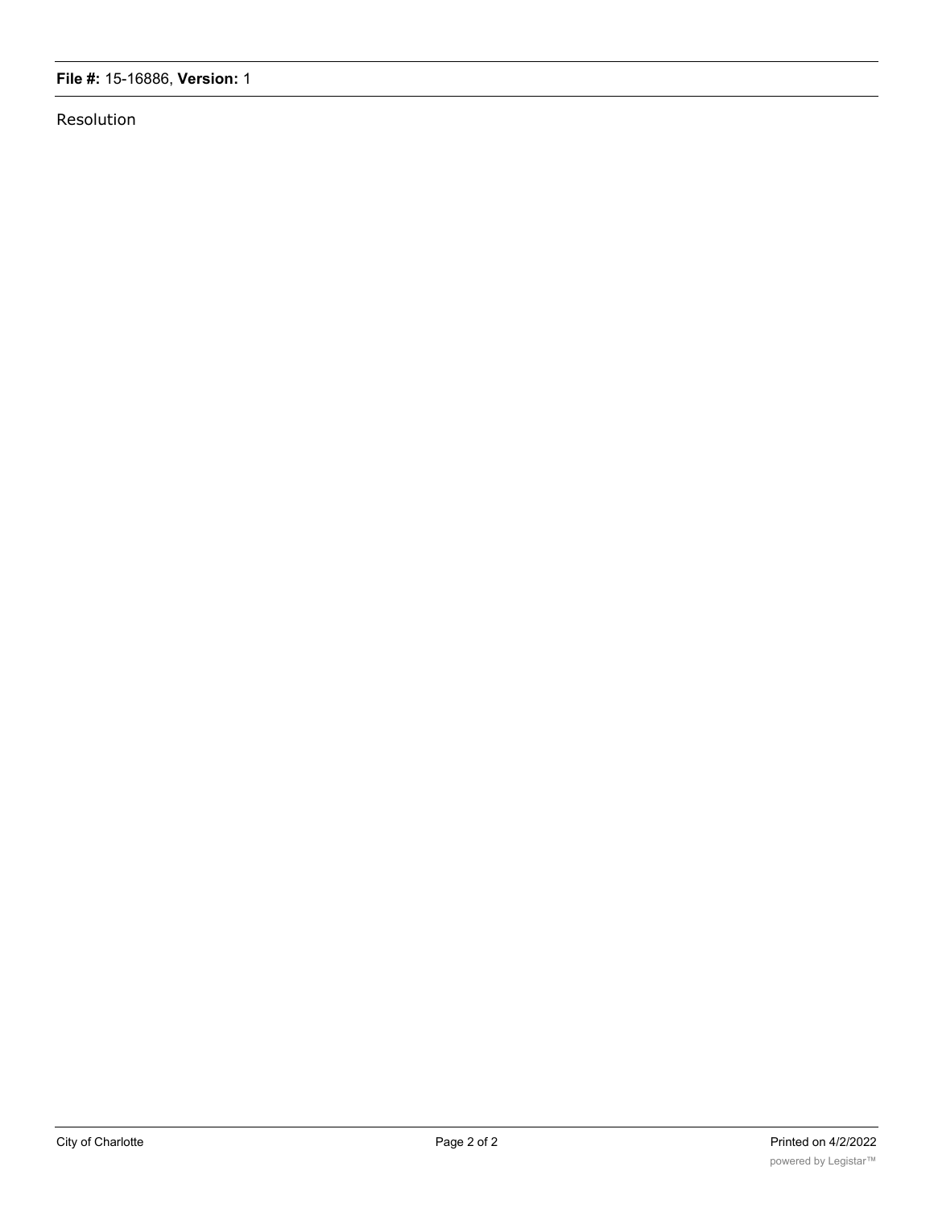Resolution